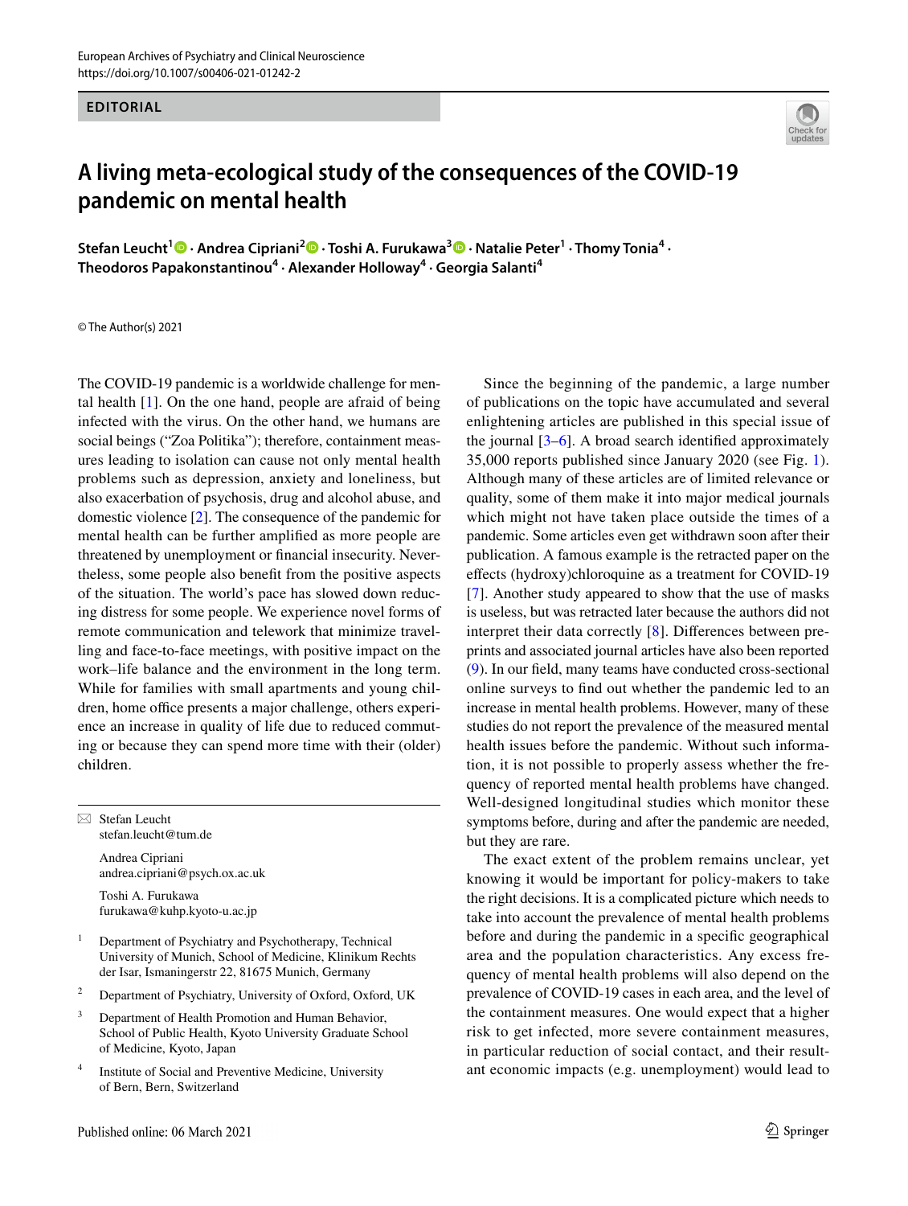EDITORIAL

# A living meta-ecological study of the consequences of the COVID-19 pandemic on mental health

**Stefan Leucht[1] · Andrea Cipriani[2] · Toshi A. Furukawa[3] · Natalie Peter[1] · Thomy Tonia[4] · Theodoros Papakonstantinou[4] · Alexander Holloway[4] · Georgia Salanti[4]**

© The Author(s) 2021

The COVID-19 pandemic is a worldwide challenge for mental health [1]. On the one hand, people are afraid of being infected with the virus. On the other hand, we humans are social beings ("Zoa Politika"); therefore, containment measures leading to isolation can cause not only mental health problems such as depression, anxiety and loneliness, but also exacerbation of psychosis, drug and alcohol abuse, and domestic violence [2]. The consequence of the pandemic for mental health can be further amplified as more people are threatened by unemployment or financial insecurity. Nevertheless, some people also benefit from the positive aspects of the situation. The world's pace has slowed down reducing distress for some people. We experience novel forms of remote communication and telework that minimize travelling and face-to-face meetings, with positive impact on the work–life balance and the environment in the long term. While for families with small apartments and young children, home office presents a major challenge, others experience an increase in quality of life due to reduced commuting or because they can spend more time with their (older) children.

Since the beginning of the pandemic, a large number of publications on the topic have accumulated and several enlightening articles are published in this special issue of the journal [3–6]. A broad search identified approximately 35,000 reports published since January 2020 (see Fig. 1). Although many of these articles are of limited relevance or quality, some of them make it into major medical journals which might not have taken place outside the times of a pandemic. Some articles even get withdrawn soon after their publication. A famous example is the retracted paper on the effects (hydroxy)chloroquine as a treatment for COVID-19 [7]. Another study appeared to show that the use of masks is useless, but was retracted later because the authors did not interpret their data correctly [8]. Differences between preprints and associated journal articles have also been reported (9). In our field, many teams have conducted cross-sectional online surveys to find out whether the pandemic led to an increase in mental health problems. However, many of these studies do not report the prevalence of the measured mental health issues before the pandemic. Without such information, it is not possible to properly assess whether the frequency of reported mental health problems have changed. Well-designed longitudinal studies which monitor these symptoms before, during and after the pandemic are needed, but they are rare.

The exact extent of the problem remains unclear, yet knowing it would be important for policy-makers to take the right decisions. It is a complicated picture which needs to take into account the prevalence of mental health problems before and during the pandemic in a specific geographical area and the population characteristics. Any excess frequency of mental health problems will also depend on the prevalence of COVID-19 cases in each area, and the level of the containment measures. One would expect that a higher risk to get infected, more severe containment measures, in particular reduction of social contact, and their resultant economic impacts (e.g. unemployment) would lead to

---

✉ Stefan Leucht
stefan.leucht@tum.de

Andrea Cipriani
andrea.cipriani@psych.ox.ac.uk

Toshi A. Furukawa
furukawa@kuhp.kyoto-u.ac.jp

[1] Department of Psychiatry and Psychotherapy, Technical University of Munich, School of Medicine, Klinikum Rechts der Isar, Ismaningerstr 22, 81675 Munich, Germany

[2] Department of Psychiatry, University of Oxford, Oxford, UK

[3] Department of Health Promotion and Human Behavior, School of Public Health, Kyoto University Graduate School of Medicine, Kyoto, Japan

[4] Institute of Social and Preventive Medicine, University of Bern, Bern, Switzerland

Published online: 06 March 2021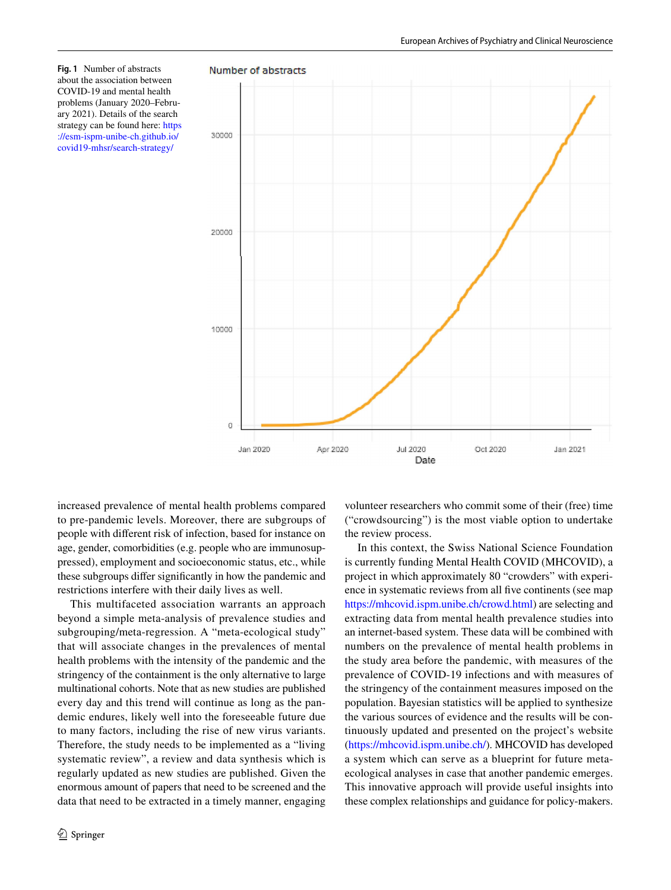**Fig. 1** Number of abstracts about the association between COVID-19 and mental health problems (January 2020–February 2021). Details of the search strategy can be found here: https://esm-ispm-unibe-ch.github.io/covid19-mhsr/search-strategy/

increased prevalence of mental health problems compared to pre-pandemic levels. Moreover, there are subgroups of people with different risk of infection, based for instance on age, gender, comorbidities (e.g. people who are immunosuppressed), employment and socioeconomic status, etc., while these subgroups differ significantly in how the pandemic and restrictions interfere with their daily lives as well.

This multifaceted association warrants an approach beyond a simple meta-analysis of prevalence studies and subgrouping/meta-regression. A "meta-ecological study" that will associate changes in the prevalences of mental health problems with the intensity of the pandemic and the stringency of the containment is the only alternative to large multinational cohorts. Note that as new studies are published every day and this trend will continue as long as the pandemic endures, likely well into the foreseeable future due to many factors, including the rise of new virus variants. Therefore, the study needs to be implemented as a "living systematic review", a review and data synthesis which is regularly updated as new studies are published. Given the enormous amount of papers that need to be screened and the data that need to be extracted in a timely manner, engaging volunteer researchers who commit some of their (free) time ("crowdsourcing") is the most viable option to undertake the review process.

In this context, the Swiss National Science Foundation is currently funding Mental Health COVID (MHCOVID), a project in which approximately 80 "crowders" with experience in systematic reviews from all five continents (see map https://mhcovid.ispm.unibe.ch/crowd.html) are selecting and extracting data from mental health prevalence studies into an internet-based system. These data will be combined with numbers on the prevalence of mental health problems in the study area before the pandemic, with measures of the prevalence of COVID-19 infections and with measures of the stringency of the containment measures imposed on the population. Bayesian statistics will be applied to synthesize the various sources of evidence and the results will be continuously updated and presented on the project's website (https://mhcovid.ispm.unibe.ch/). MHCOVID has developed a system which can serve as a blueprint for future meta-ecological analyses in case that another pandemic emerges. This innovative approach will provide useful insights into these complex relationships and guidance for policy-makers.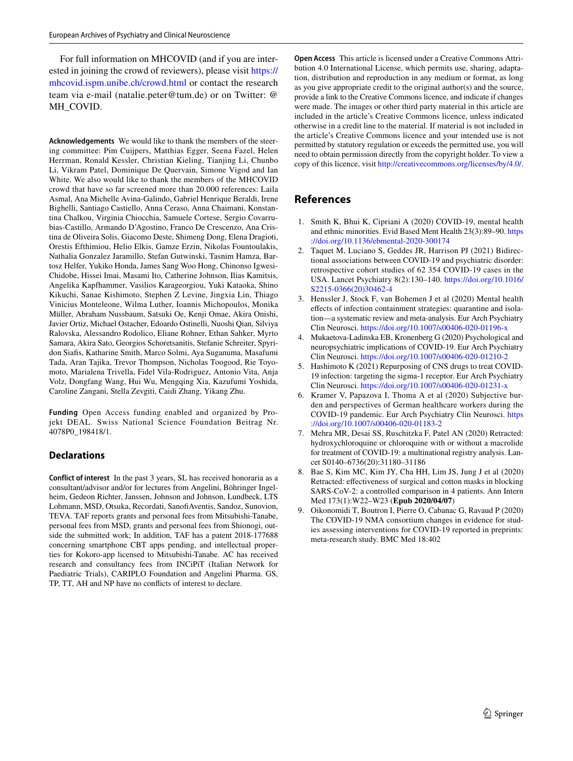For full information on MHCOVID (and if you are interested in joining the crowd of reviewers), please visit https://mhcovid.ispm.unibe.ch/crowd.html or contact the research team via e-mail (natalie.peter@tum.de) or on Twitter: @MH_COVID.

**Acknowledgements** We would like to thank the members of the steering committee: Pim Cuijpers, Matthias Egger, Seena Fazel, Helen Herrman, Ronald Kessler, Christian Kieling, Tianjing Li, Chunbo Li, Vikram Patel, Dominique De Quervain, Simone Vigod and Ian White. We also would like to thank the members of the MHCOVID crowd that have so far screened more than 20.000 references: Laila Asmal, Ana Michelle Avina-Galindo, Gabriel Henrique Beraldi, Irene Bighelli, Santiago Castiello, Anna Ceraso, Anna Chaimani, Konstantina Chalkou, Virginia Chiocchia, Samuele Cortese, Sergio Covarrubias-Castillo, Armando D'Agostino, Franco De Crescenzo, Ana Cristina de Oliveira Solis, Giacomo Deste, Shimeng Dong, Elena Dragioti, Orestis Efthimiou, Helio Elkis, Gamze Erzin, Nikolas Fountoulakis, Nathalia Gonzalez Jaramillo, Stefan Gutwinski, Tasnim Hamza, Bartosz Helfer, Yukiko Honda, James Sang Woo Hong, Chinonso Igwesi-Chidobe, Hissei Imai, Masami Ito, Catherine Johnson, Ilias Kamitsis, Angelika Kapfhammer, Vasilios Karageorgiou, Yuki Kataoka, Shino Kikuchi, Sanae Kishimoto, Stephen Z Levine, Jingxia Lin, Thiago Vinicius Monteleone, Wilma Luther, Ioannis Michopoulos, Monika Müller, Abraham Nussbaum, Satsuki Oe, Kenji Omae, Akira Onishi, Javier Ortiz, Michael Ostacher, Edoardo Ostinelli, Nuoshi Qian, Silviya Ralovska, Alessandro Rodolico, Eliane Rohner, Ethan Sahker, Myrto Samara, Akira Sato, Georgios Schoretsanitis, Stefanie Schreiter, Spyridon Siafis, Katharine Smith, Marco Solmi, Aya Suganuma, Masafumi Tada, Aran Tajika, Trevor Thompson, Nicholas Toogood, Rie Toyomoto, Marialena Trivella, Fidel Vila-Rodriguez, Antonio Vita, Anja Volz, Dongfang Wang, Hui Wu, Mengqing Xia, Kazufumi Yoshida, Caroline Zangani, Stella Zevgiti, Caidi Zhang, Yikang Zhu.

**Funding** Open Access funding enabled and organized by Projekt DEAL. Swiss National Science Foundation Beitrag Nr. 4078P0_198418/1.

## Declarations

**Conflict of interest** In the past 3 years, SL has received honoraria as a consultant/advisor and/or for lectures from Angelini, Böhringer Ingelheim, Gedeon Richter, Janssen, Johnson and Johnson, Lundbeck, LTS Lohmann, MSD, Otsuka, Recordati, SanofiAventis, Sandoz, Sunovion, TEVA. TAF reports grants and personal fees from Mitsubishi-Tanabe, personal fees from MSD, grants and personal fees from Shionogi, outside the submitted work; In addition, TAF has a patent 2018-177688 concerning smartphone CBT apps pending, and intellectual properties for Kokoro-app licensed to Mitsubishi-Tanabe. AC has received research and consultancy fees from INCiPiT (Italian Network for Paediatric Trials), CARIPLO Foundation and Angelini Pharma. GS, TP, TT, AH and NP have no conflicts of interest to declare.

**Open Access** This article is licensed under a Creative Commons Attribution 4.0 International License, which permits use, sharing, adaptation, distribution and reproduction in any medium or format, as long as you give appropriate credit to the original author(s) and the source, provide a link to the Creative Commons licence, and indicate if changes were made. The images or other third party material in this article are included in the article's Creative Commons licence, unless indicated otherwise in a credit line to the material. If material is not included in the article's Creative Commons licence and your intended use is not permitted by statutory regulation or exceeds the permitted use, you will need to obtain permission directly from the copyright holder. To view a copy of this licence, visit http://creativecommons.org/licenses/by/4.0/.

## References

1. Smith K, Bhui K, Cipriani A (2020) COVID-19, mental health and ethnic minorities. Evid Based Ment Health 23(3):89–90. https://doi.org/10.1136/ebmental-2020-300174
2. Taquet M, Luciano S, Geddes JR, Harrison PJ (2021) Bidirectional associations between COVID-19 and psychiatric disorder: retrospective cohort studies of 62 354 COVID-19 cases in the USA. Lancet Psychiatry 8(2):130–140. https://doi.org/10.1016/S2215-0366(20)30462-4
3. Henssler J, Stock F, van Bohemen J et al (2020) Mental health effects of infection containment strategies: quarantine and isolation—a systematic review and meta-analysis. Eur Arch Psychiatry Clin Neurosci. https://doi.org/10.1007/s00406-020-01196-x
4. Mukaetova-Ladinska EB, Kronenberg G (2020) Psychological and neuropsychiatric implications of COVID-19. Eur Arch Psychiatry Clin Neurosci. https://doi.org/10.1007/s00406-020-01210-2
5. Hashimoto K (2021) Repurposing of CNS drugs to treat COVID-19 infection: targeting the sigma-1 receptor. Eur Arch Psychiatry Clin Neurosci. https://doi.org/10.1007/s00406-020-01231-x
6. Kramer V, Papazova I, Thoma A et al (2020) Subjective burden and perspectives of German healthcare workers during the COVID-19 pandemic. Eur Arch Psychiatry Clin Neurosci. https://doi.org/10.1007/s00406-020-01183-2
7. Mehra MR, Desai SS, Ruschitzka F, Patel AN (2020) Retracted: hydroxychloroquine or chloroquine with or without a macrolide for treatment of COVID-19: a multinational registry analysis. Lancet S0140–6736(20):31180–31186
8. Bae S, Kim MC, Kim JY, Cha HH, Lim JS, Jung J et al (2020) Retracted: effectiveness of surgical and cotton masks in blocking SARS-CoV-2: a controlled comparison in 4 patients. Ann Intern Med 173(1):W22–W23 (**Epub 2020/04/07**)
9. Oikonomidi T, Boutron I, Pierre O, Cabanac G, Ravaud P (2020) The COVID-19 NMA consortium changes in evidence for studies assessing interventions for COVID-19 reported in preprints: meta-research study. BMC Med 18:402